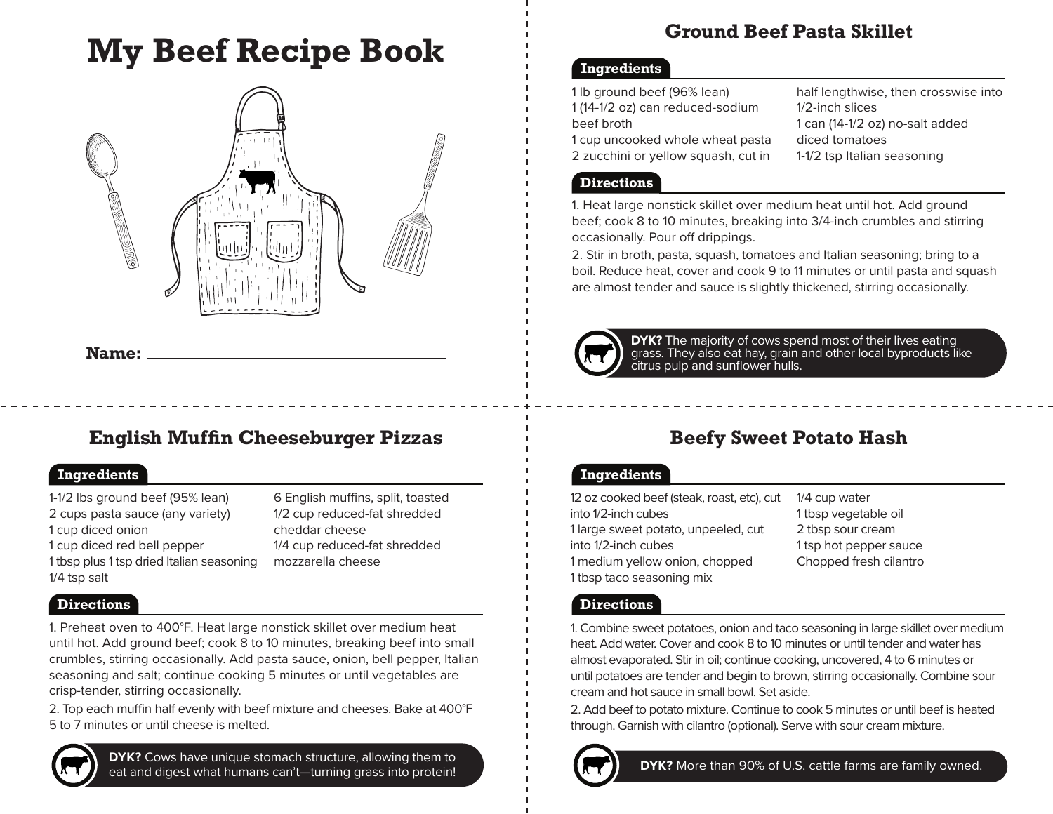# My Beef Recipe Book

**Name:** ______________________________

## Ground Beef Pasta Skillet

### Ingredients

1 lb ground beef (96% lean)
1 (14-1/2 oz) can reduced-sodium beef broth
1 cup uncooked whole wheat pasta
2 zucchini or yellow squash, cut in half lengthwise, then crosswise into 1/2-inch slices
1 can (14-1/2 oz) no-salt added diced tomatoes
1-1/2 tsp Italian seasoning

### Directions

1. Heat large nonstick skillet over medium heat until hot. Add ground beef; cook 8 to 10 minutes, breaking into 3/4-inch crumbles and stirring occasionally. Pour off drippings.
2. Stir in broth, pasta, squash, tomatoes and Italian seasoning; bring to a boil. Reduce heat, cover and cook 9 to 11 minutes or until pasta and squash are almost tender and sauce is slightly thickened, stirring occasionally.

**DYK?** The majority of cows spend most of their lives eating grass. They also eat hay, grain and other local byproducts like citrus pulp and sunflower hulls.

## English Muffin Cheeseburger Pizzas

### Ingredients

1-1/2 lbs ground beef (95% lean)
2 cups pasta sauce (any variety)
1 cup diced onion
1 cup diced red bell pepper
1 tbsp plus 1 tsp dried Italian seasoning
1/4 tsp salt
6 English muffins, split, toasted
1/2 cup reduced-fat shredded cheddar cheese
1/4 cup reduced-fat shredded mozzarella cheese

### Directions

1. Preheat oven to 400°F. Heat large nonstick skillet over medium heat until hot. Add ground beef; cook 8 to 10 minutes, breaking beef into small crumbles, stirring occasionally. Add pasta sauce, onion, bell pepper, Italian seasoning and salt; continue cooking 5 minutes or until vegetables are crisp-tender, stirring occasionally.
2. Top each muffin half evenly with beef mixture and cheeses. Bake at 400°F 5 to 7 minutes or until cheese is melted.

**DYK?** Cows have unique stomach structure, allowing them to eat and digest what humans can't—turning grass into protein!

## Beefy Sweet Potato Hash

### Ingredients

12 oz cooked beef (steak, roast, etc), cut into 1/2-inch cubes
1 large sweet potato, unpeeled, cut into 1/2-inch cubes
1 medium yellow onion, chopped
1 tbsp taco seasoning mix
1/4 cup water
1 tbsp vegetable oil
2 tbsp sour cream
1 tsp hot pepper sauce
Chopped fresh cilantro

### Directions

1. Combine sweet potatoes, onion and taco seasoning in large skillet over medium heat. Add water. Cover and cook 8 to 10 minutes or until tender and water has almost evaporated. Stir in oil; continue cooking, uncovered, 4 to 6 minutes or until potatoes are tender and begin to brown, stirring occasionally. Combine sour cream and hot sauce in small bowl. Set aside.
2. Add beef to potato mixture. Continue to cook 5 minutes or until beef is heated through. Garnish with cilantro (optional). Serve with sour cream mixture.

**DYK?** More than 90% of U.S. cattle farms are family owned.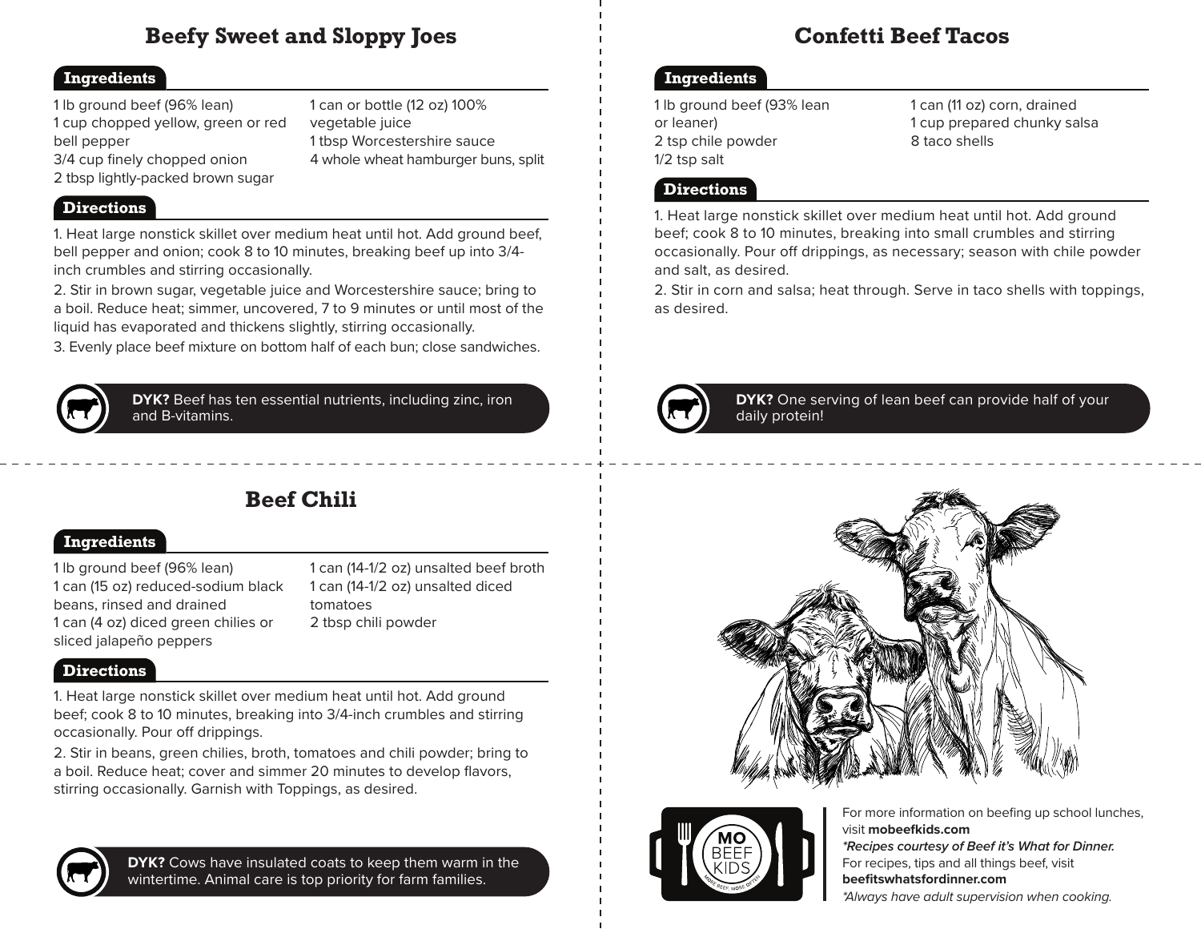## Beefy Sweet and Sloppy Joes

### Ingredients

1 lb ground beef (96% lean)
1 cup chopped yellow, green or red bell pepper
3/4 cup finely chopped onion
2 tbsp lightly-packed brown sugar
1 can or bottle (12 oz) 100% vegetable juice
1 tbsp Worcestershire sauce
4 whole wheat hamburger buns, split

### Directions

1. Heat large nonstick skillet over medium heat until hot. Add ground beef, bell pepper and onion; cook 8 to 10 minutes, breaking beef up into 3/4-inch crumbles and stirring occasionally.
2. Stir in brown sugar, vegetable juice and Worcestershire sauce; bring to a boil. Reduce heat; simmer, uncovered, 7 to 9 minutes or until most of the liquid has evaporated and thickens slightly, stirring occasionally.
3. Evenly place beef mixture on bottom half of each bun; close sandwiches.

**DYK?** Beef has ten essential nutrients, including zinc, iron and B-vitamins.

## Confetti Beef Tacos

### Ingredients

1 lb ground beef (93% lean or leaner)
2 tsp chile powder
1/2 tsp salt
1 can (11 oz) corn, drained
1 cup prepared chunky salsa
8 taco shells

### Directions

1. Heat large nonstick skillet over medium heat until hot. Add ground beef; cook 8 to 10 minutes, breaking into small crumbles and stirring occasionally. Pour off drippings, as necessary; season with chile powder and salt, as desired.
2. Stir in corn and salsa; heat through. Serve in taco shells with toppings, as desired.

**DYK?** One serving of lean beef can provide half of your daily protein!

## Beef Chili

### Ingredients

1 lb ground beef (96% lean)
1 can (15 oz) reduced-sodium black beans, rinsed and drained
1 can (4 oz) diced green chilies or sliced jalapeño peppers
1 can (14-1/2 oz) unsalted beef broth
1 can (14-1/2 oz) unsalted diced tomatoes
2 tbsp chili powder

### Directions

1. Heat large nonstick skillet over medium heat until hot. Add ground beef; cook 8 to 10 minutes, breaking into 3/4-inch crumbles and stirring occasionally. Pour off drippings.
2. Stir in beans, green chilies, broth, tomatoes and chili powder; bring to a boil. Reduce heat; cover and simmer 20 minutes to develop flavors, stirring occasionally. Garnish with Toppings, as desired.

**DYK?** Cows have insulated coats to keep them warm in the wintertime. Animal care is top priority for farm families.

MO BEEF KIDS

For more information on beefing up school lunches, visit **mobeefkids.com**
***Recipes courtesy of Beef it's What for Dinner.***
For recipes, tips and all things beef, visit **beefitswhatsfordinner.com**
**Always have adult supervision when cooking.*